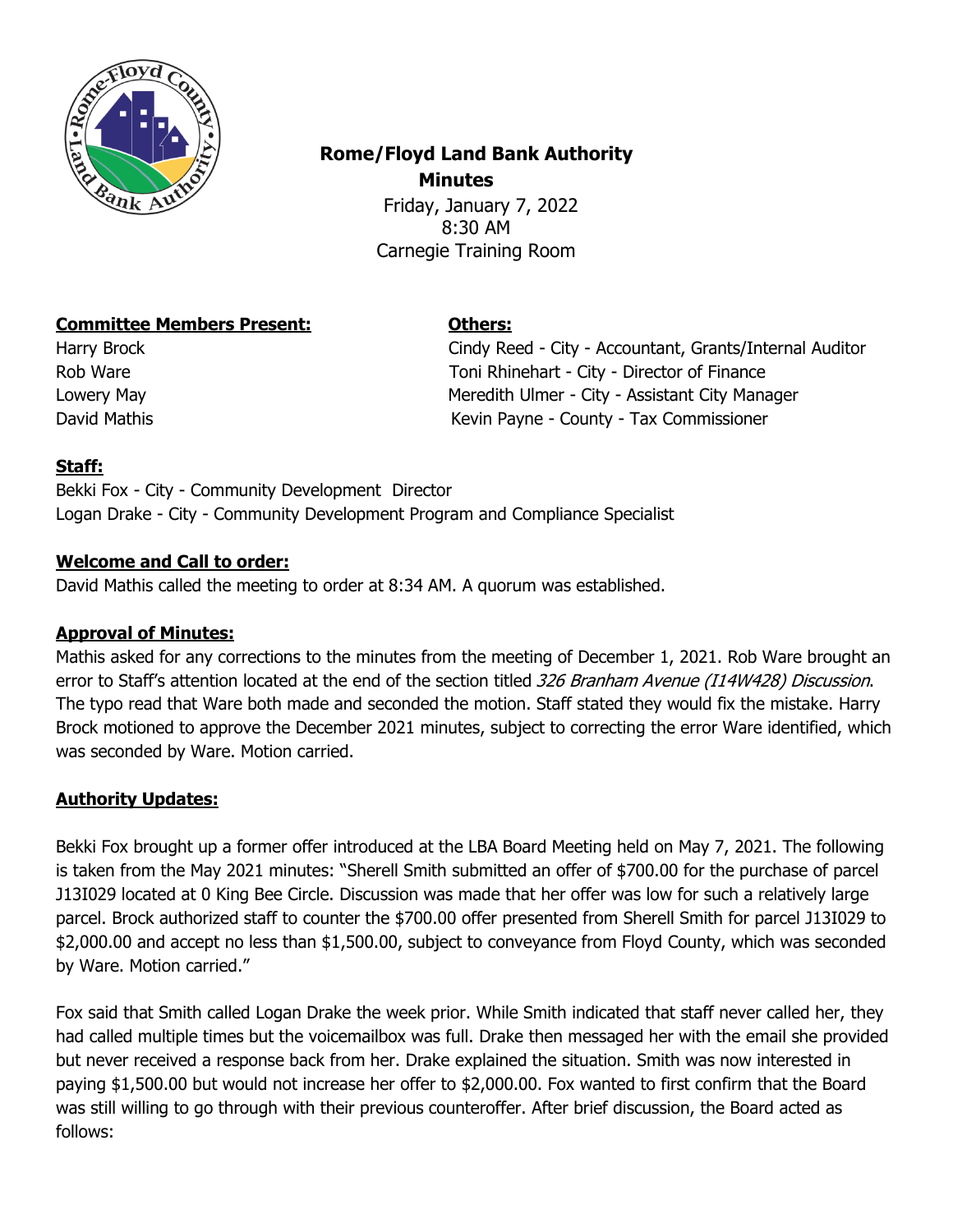# Rome/Floyd Land Bank Authority

## Minutes

Friday, January 7, 2022
8:30 AM
Carnegie Training Room

**Committee Members Present:**

Harry Brock
Rob Ware
Lowery May
David Mathis

**Others:**

Cindy Reed - City - Accountant, Grants/Internal Auditor
Toni Rhinehart - City - Director of Finance
Meredith Ulmer - City - Assistant City Manager
Kevin Payne - County - Tax Commissioner

**Staff:**

Bekki Fox - City - Community Development Director
Logan Drake - City - Community Development Program and Compliance Specialist

**Welcome and Call to order:**

David Mathis called the meeting to order at 8:34 AM. A quorum was established.

**Approval of Minutes:**

Mathis asked for any corrections to the minutes from the meeting of December 1, 2021. Rob Ware brought an error to Staff's attention located at the end of the section titled *326 Branham Avenue (I14W428) Discussion*. The typo read that Ware both made and seconded the motion. Staff stated they would fix the mistake. Harry Brock motioned to approve the December 2021 minutes, subject to correcting the error Ware identified, which was seconded by Ware. Motion carried.

**Authority Updates:**

Bekki Fox brought up a former offer introduced at the LBA Board Meeting held on May 7, 2021. The following is taken from the May 2021 minutes: "Sherell Smith submitted an offer of $700.00 for the purchase of parcel J13I029 located at 0 King Bee Circle. Discussion was made that her offer was low for such a relatively large parcel. Brock authorized staff to counter the $700.00 offer presented from Sherell Smith for parcel J13I029 to $2,000.00 and accept no less than $1,500.00, subject to conveyance from Floyd County, which was seconded by Ware. Motion carried."

Fox said that Smith called Logan Drake the week prior. While Smith indicated that staff never called her, they had called multiple times but the voicemailbox was full. Drake then messaged her with the email she provided but never received a response back from her. Drake explained the situation. Smith was now interested in paying $1,500.00 but would not increase her offer to $2,000.00. Fox wanted to first confirm that the Board was still willing to go through with their previous counteroffer. After brief discussion, the Board acted as follows: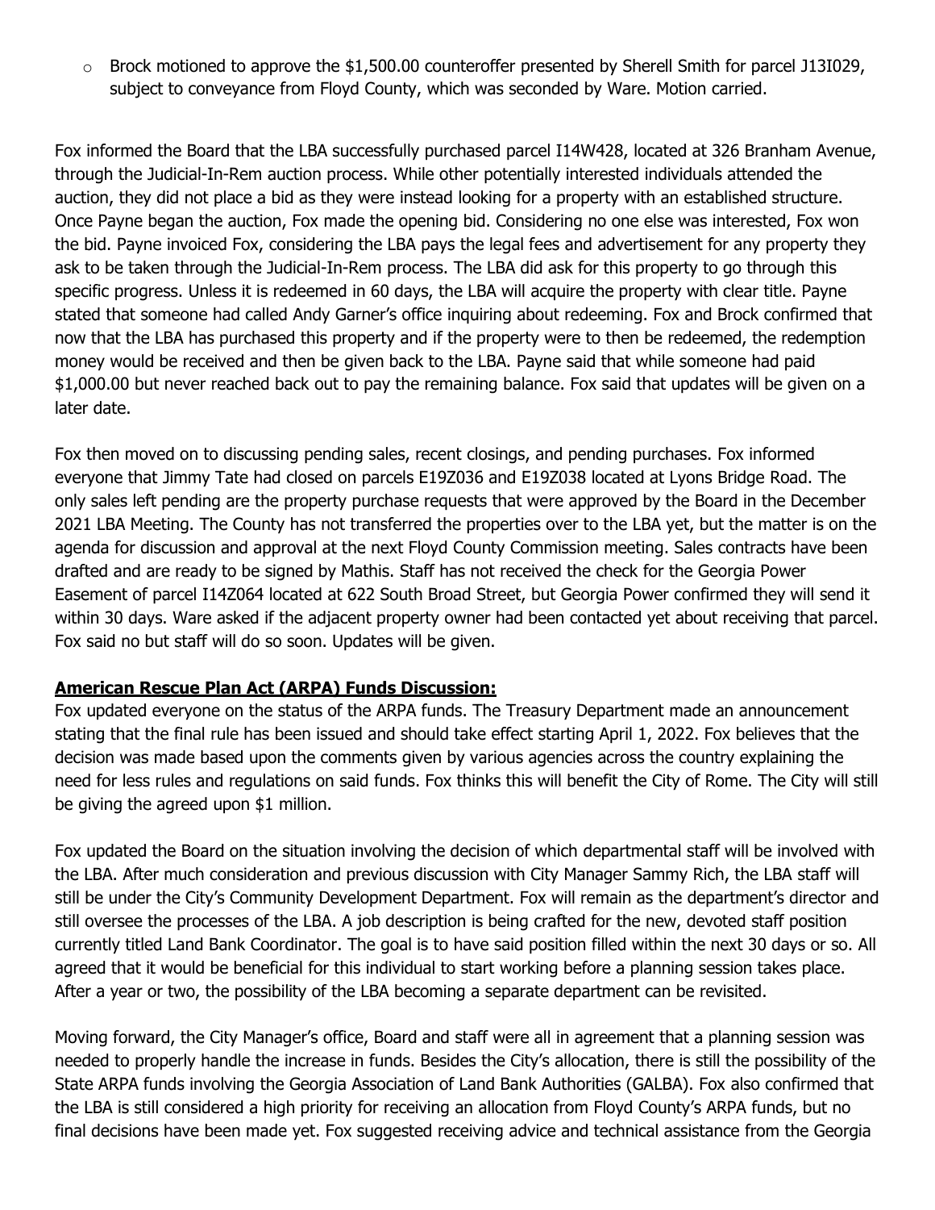- Brock motioned to approve the $1,500.00 counteroffer presented by Sherell Smith for parcel J13I029, subject to conveyance from Floyd County, which was seconded by Ware. Motion carried.

Fox informed the Board that the LBA successfully purchased parcel I14W428, located at 326 Branham Avenue, through the Judicial-In-Rem auction process. While other potentially interested individuals attended the auction, they did not place a bid as they were instead looking for a property with an established structure. Once Payne began the auction, Fox made the opening bid. Considering no one else was interested, Fox won the bid. Payne invoiced Fox, considering the LBA pays the legal fees and advertisement for any property they ask to be taken through the Judicial-In-Rem process. The LBA did ask for this property to go through this specific progress. Unless it is redeemed in 60 days, the LBA will acquire the property with clear title. Payne stated that someone had called Andy Garner's office inquiring about redeeming. Fox and Brock confirmed that now that the LBA has purchased this property and if the property were to then be redeemed, the redemption money would be received and then be given back to the LBA. Payne said that while someone had paid $1,000.00 but never reached back out to pay the remaining balance. Fox said that updates will be given on a later date.

Fox then moved on to discussing pending sales, recent closings, and pending purchases. Fox informed everyone that Jimmy Tate had closed on parcels E19Z036 and E19Z038 located at Lyons Bridge Road. The only sales left pending are the property purchase requests that were approved by the Board in the December 2021 LBA Meeting. The County has not transferred the properties over to the LBA yet, but the matter is on the agenda for discussion and approval at the next Floyd County Commission meeting. Sales contracts have been drafted and are ready to be signed by Mathis. Staff has not received the check for the Georgia Power Easement of parcel I14Z064 located at 622 South Broad Street, but Georgia Power confirmed they will send it within 30 days. Ware asked if the adjacent property owner had been contacted yet about receiving that parcel. Fox said no but staff will do so soon. Updates will be given.

**American Rescue Plan Act (ARPA) Funds Discussion:**

Fox updated everyone on the status of the ARPA funds. The Treasury Department made an announcement stating that the final rule has been issued and should take effect starting April 1, 2022. Fox believes that the decision was made based upon the comments given by various agencies across the country explaining the need for less rules and regulations on said funds. Fox thinks this will benefit the City of Rome. The City will still be giving the agreed upon $1 million.

Fox updated the Board on the situation involving the decision of which departmental staff will be involved with the LBA. After much consideration and previous discussion with City Manager Sammy Rich, the LBA staff will still be under the City's Community Development Department. Fox will remain as the department's director and still oversee the processes of the LBA. A job description is being crafted for the new, devoted staff position currently titled Land Bank Coordinator. The goal is to have said position filled within the next 30 days or so. All agreed that it would be beneficial for this individual to start working before a planning session takes place. After a year or two, the possibility of the LBA becoming a separate department can be revisited.

Moving forward, the City Manager's office, Board and staff were all in agreement that a planning session was needed to properly handle the increase in funds. Besides the City's allocation, there is still the possibility of the State ARPA funds involving the Georgia Association of Land Bank Authorities (GALBA). Fox also confirmed that the LBA is still considered a high priority for receiving an allocation from Floyd County's ARPA funds, but no final decisions have been made yet. Fox suggested receiving advice and technical assistance from the Georgia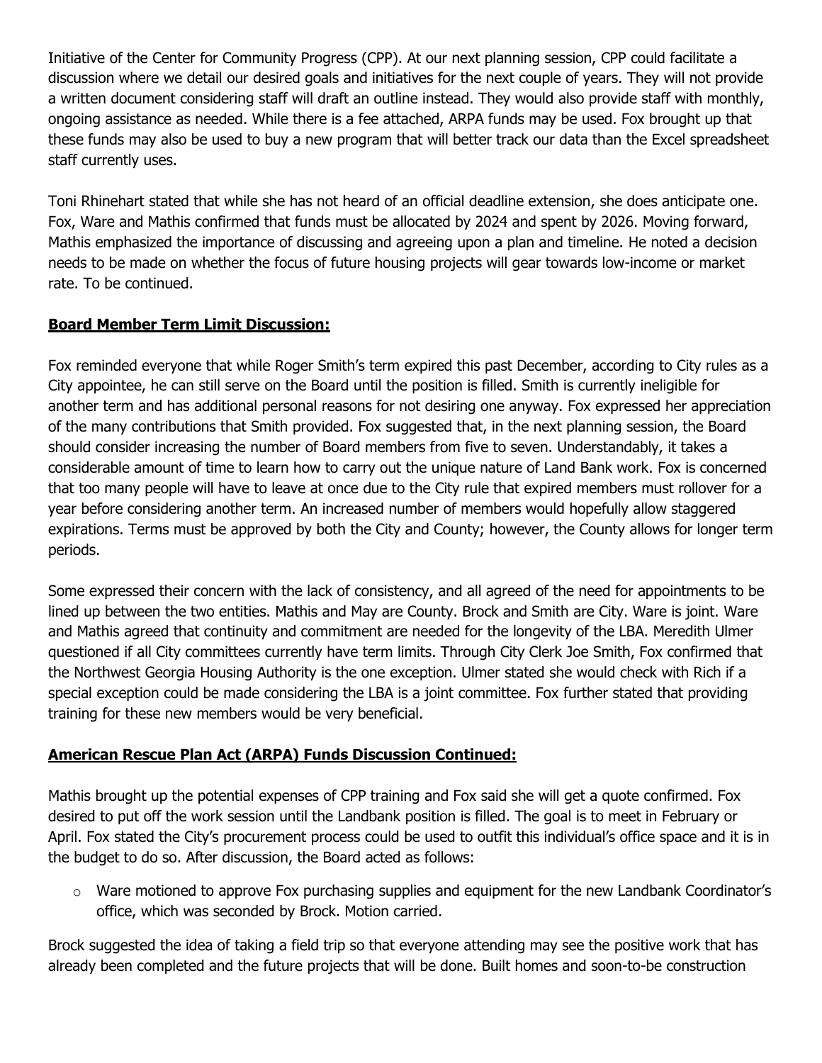Initiative of the Center for Community Progress (CPP). At our next planning session, CPP could facilitate a discussion where we detail our desired goals and initiatives for the next couple of years. They will not provide a written document considering staff will draft an outline instead. They would also provide staff with monthly, ongoing assistance as needed. While there is a fee attached, ARPA funds may be used. Fox brought up that these funds may also be used to buy a new program that will better track our data than the Excel spreadsheet staff currently uses.

Toni Rhinehart stated that while she has not heard of an official deadline extension, she does anticipate one. Fox, Ware and Mathis confirmed that funds must be allocated by 2024 and spent by 2026. Moving forward, Mathis emphasized the importance of discussing and agreeing upon a plan and timeline. He noted a decision needs to be made on whether the focus of future housing projects will gear towards low-income or market rate. To be continued.

**Board Member Term Limit Discussion:**

Fox reminded everyone that while Roger Smith's term expired this past December, according to City rules as a City appointee, he can still serve on the Board until the position is filled. Smith is currently ineligible for another term and has additional personal reasons for not desiring one anyway. Fox expressed her appreciation of the many contributions that Smith provided. Fox suggested that, in the next planning session, the Board should consider increasing the number of Board members from five to seven. Understandably, it takes a considerable amount of time to learn how to carry out the unique nature of Land Bank work. Fox is concerned that too many people will have to leave at once due to the City rule that expired members must rollover for a year before considering another term. An increased number of members would hopefully allow staggered expirations. Terms must be approved by both the City and County; however, the County allows for longer term periods.

Some expressed their concern with the lack of consistency, and all agreed of the need for appointments to be lined up between the two entities. Mathis and May are County. Brock and Smith are City. Ware is joint. Ware and Mathis agreed that continuity and commitment are needed for the longevity of the LBA. Meredith Ulmer questioned if all City committees currently have term limits. Through City Clerk Joe Smith, Fox confirmed that the Northwest Georgia Housing Authority is the one exception. Ulmer stated she would check with Rich if a special exception could be made considering the LBA is a joint committee. Fox further stated that providing training for these new members would be very beneficial.

**American Rescue Plan Act (ARPA) Funds Discussion Continued:**

Mathis brought up the potential expenses of CPP training and Fox said she will get a quote confirmed. Fox desired to put off the work session until the Landbank position is filled. The goal is to meet in February or April. Fox stated the City's procurement process could be used to outfit this individual's office space and it is in the budget to do so. After discussion, the Board acted as follows:

- Ware motioned to approve Fox purchasing supplies and equipment for the new Landbank Coordinator's office, which was seconded by Brock. Motion carried.

Brock suggested the idea of taking a field trip so that everyone attending may see the positive work that has already been completed and the future projects that will be done. Built homes and soon-to-be construction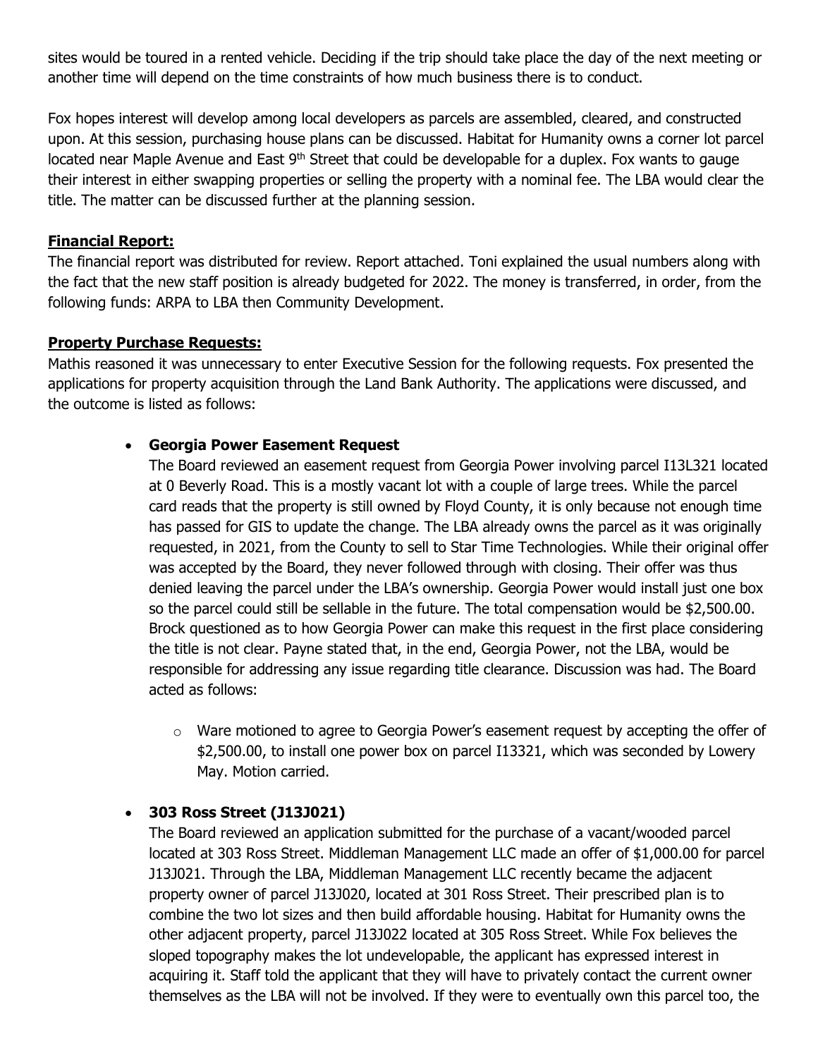sites would be toured in a rented vehicle. Deciding if the trip should take place the day of the next meeting or another time will depend on the time constraints of how much business there is to conduct.

Fox hopes interest will develop among local developers as parcels are assembled, cleared, and constructed upon. At this session, purchasing house plans can be discussed. Habitat for Humanity owns a corner lot parcel located near Maple Avenue and East 9th Street that could be developable for a duplex. Fox wants to gauge their interest in either swapping properties or selling the property with a nominal fee. The LBA would clear the title. The matter can be discussed further at the planning session.

**Financial Report:**

The financial report was distributed for review. Report attached. Toni explained the usual numbers along with the fact that the new staff position is already budgeted for 2022. The money is transferred, in order, from the following funds: ARPA to LBA then Community Development.

**Property Purchase Requests:**

Mathis reasoned it was unnecessary to enter Executive Session for the following requests. Fox presented the applications for property acquisition through the Land Bank Authority. The applications were discussed, and the outcome is listed as follows:

- **Georgia Power Easement Request**

  The Board reviewed an easement request from Georgia Power involving parcel I13L321 located at 0 Beverly Road. This is a mostly vacant lot with a couple of large trees. While the parcel card reads that the property is still owned by Floyd County, it is only because not enough time has passed for GIS to update the change. The LBA already owns the parcel as it was originally requested, in 2021, from the County to sell to Star Time Technologies. While their original offer was accepted by the Board, they never followed through with closing. Their offer was thus denied leaving the parcel under the LBA's ownership. Georgia Power would install just one box so the parcel could still be sellable in the future. The total compensation would be $2,500.00. Brock questioned as to how Georgia Power can make this request in the first place considering the title is not clear. Payne stated that, in the end, Georgia Power, not the LBA, would be responsible for addressing any issue regarding title clearance. Discussion was had. The Board acted as follows:

  - Ware motioned to agree to Georgia Power's easement request by accepting the offer of $2,500.00, to install one power box on parcel I13321, which was seconded by Lowery May. Motion carried.

- **303 Ross Street (J13J021)**

  The Board reviewed an application submitted for the purchase of a vacant/wooded parcel located at 303 Ross Street. Middleman Management LLC made an offer of $1,000.00 for parcel J13J021. Through the LBA, Middleman Management LLC recently became the adjacent property owner of parcel J13J020, located at 301 Ross Street. Their prescribed plan is to combine the two lot sizes and then build affordable housing. Habitat for Humanity owns the other adjacent property, parcel J13J022 located at 305 Ross Street. While Fox believes the sloped topography makes the lot undevelopable, the applicant has expressed interest in acquiring it. Staff told the applicant that they will have to privately contact the current owner themselves as the LBA will not be involved. If they were to eventually own this parcel too, the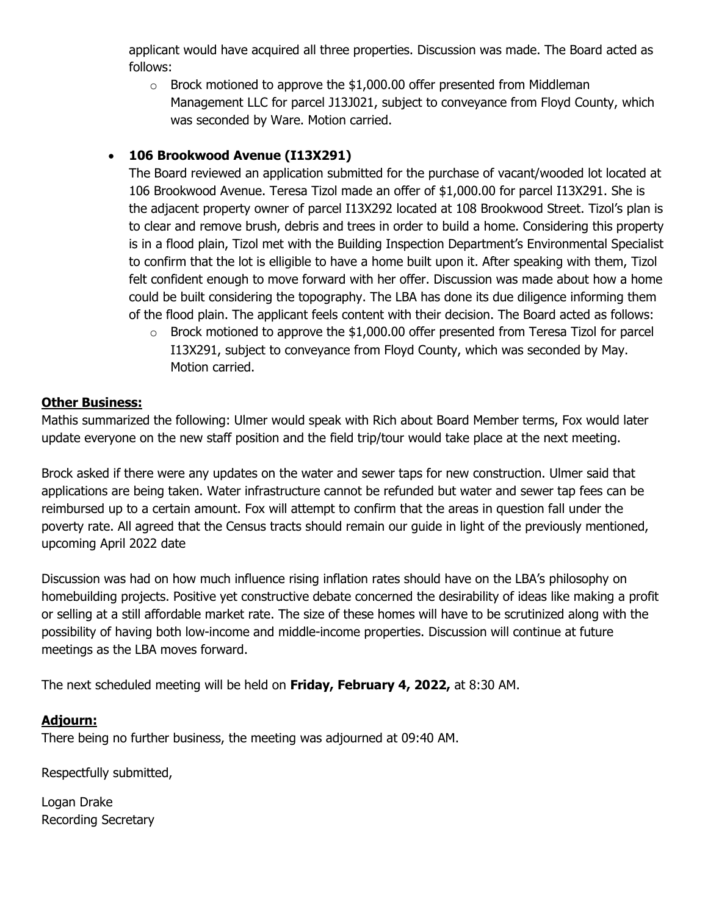applicant would have acquired all three properties. Discussion was made. The Board acted as follows:

- Brock motioned to approve the $1,000.00 offer presented from Middleman Management LLC for parcel J13J021, subject to conveyance from Floyd County, which was seconded by Ware. Motion carried.

- **106 Brookwood Avenue (I13X291)**

  The Board reviewed an application submitted for the purchase of vacant/wooded lot located at 106 Brookwood Avenue. Teresa Tizol made an offer of $1,000.00 for parcel I13X291. She is the adjacent property owner of parcel I13X292 located at 108 Brookwood Street. Tizol's plan is to clear and remove brush, debris and trees in order to build a home. Considering this property is in a flood plain, Tizol met with the Building Inspection Department's Environmental Specialist to confirm that the lot is elligible to have a home built upon it. After speaking with them, Tizol felt confident enough to move forward with her offer. Discussion was made about how a home could be built considering the topography. The LBA has done its due diligence informing them of the flood plain. The applicant feels content with their decision. The Board acted as follows:

  - Brock motioned to approve the $1,000.00 offer presented from Teresa Tizol for parcel I13X291, subject to conveyance from Floyd County, which was seconded by May. Motion carried.

**Other Business:**

Mathis summarized the following: Ulmer would speak with Rich about Board Member terms, Fox would later update everyone on the new staff position and the field trip/tour would take place at the next meeting.

Brock asked if there were any updates on the water and sewer taps for new construction. Ulmer said that applications are being taken. Water infrastructure cannot be refunded but water and sewer tap fees can be reimbursed up to a certain amount. Fox will attempt to confirm that the areas in question fall under the poverty rate. All agreed that the Census tracts should remain our guide in light of the previously mentioned, upcoming April 2022 date

Discussion was had on how much influence rising inflation rates should have on the LBA's philosophy on homebuilding projects. Positive yet constructive debate concerned the desirability of ideas like making a profit or selling at a still affordable market rate. The size of these homes will have to be scrutinized along with the possibility of having both low-income and middle-income properties. Discussion will continue at future meetings as the LBA moves forward.

The next scheduled meeting will be held on **Friday, February 4, 2022,** at 8:30 AM.

**Adjourn:**

There being no further business, the meeting was adjourned at 09:40 AM.

Respectfully submitted,

Logan Drake
Recording Secretary